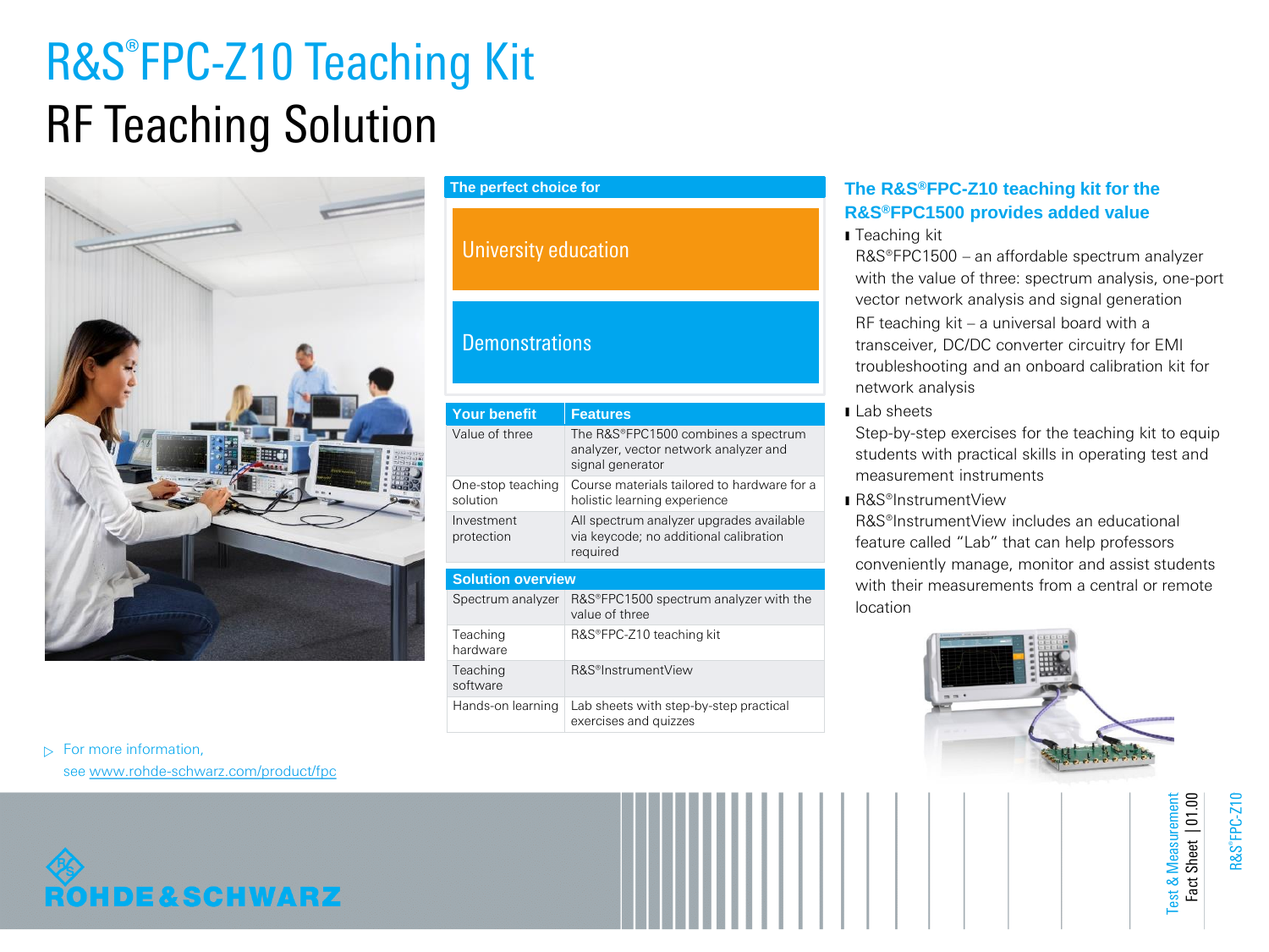# R&S®FPC-Z10 Teaching Kit

# RF Teaching Solution

**The perfect choice for**

- University education
- Demonstrations

| Your benefit | Features |
| --- | --- |
| Value of three | The R&S®FPC1500 combines a spectrum analyzer, vector network analyzer and signal generator |
| One-stop teaching solution | Course materials tailored to hardware for a holistic learning experience |
| Investment protection | All spectrum analyzer upgrades available via keycode; no additional calibration required |

| Solution overview | |
| --- | --- |
| Spectrum analyzer | R&S®FPC1500 spectrum analyzer with the value of three |
| Teaching hardware | R&S®FPC-Z10 teaching kit |
| Teaching software | R&S®InstrumentView |
| Hands-on learning | Lab sheets with step-by-step practical exercises and quizzes |

## The R&S®FPC-Z10 teaching kit for the R&S®FPC1500 provides added value

- Teaching kit
  R&S®FPC1500 – an affordable spectrum analyzer with the value of three: spectrum analysis, one-port vector network analysis and signal generation
  RF teaching kit – a universal board with a transceiver, DC/DC converter circuitry for EMI troubleshooting and an onboard calibration kit for network analysis
- Lab sheets
  Step-by-step exercises for the teaching kit to equip students with practical skills in operating test and measurement instruments
- R&S®InstrumentView
  R&S®InstrumentView includes an educational feature called "Lab" that can help professors conveniently manage, monitor and assist students with their measurements from a central or remote location

▷ For more information, see www.rohde-schwarz.com/product/fpc

ROHDE&SCHWARZ

Test & Measurement
Fact Sheet | 01.00

R&S®FPC-Z10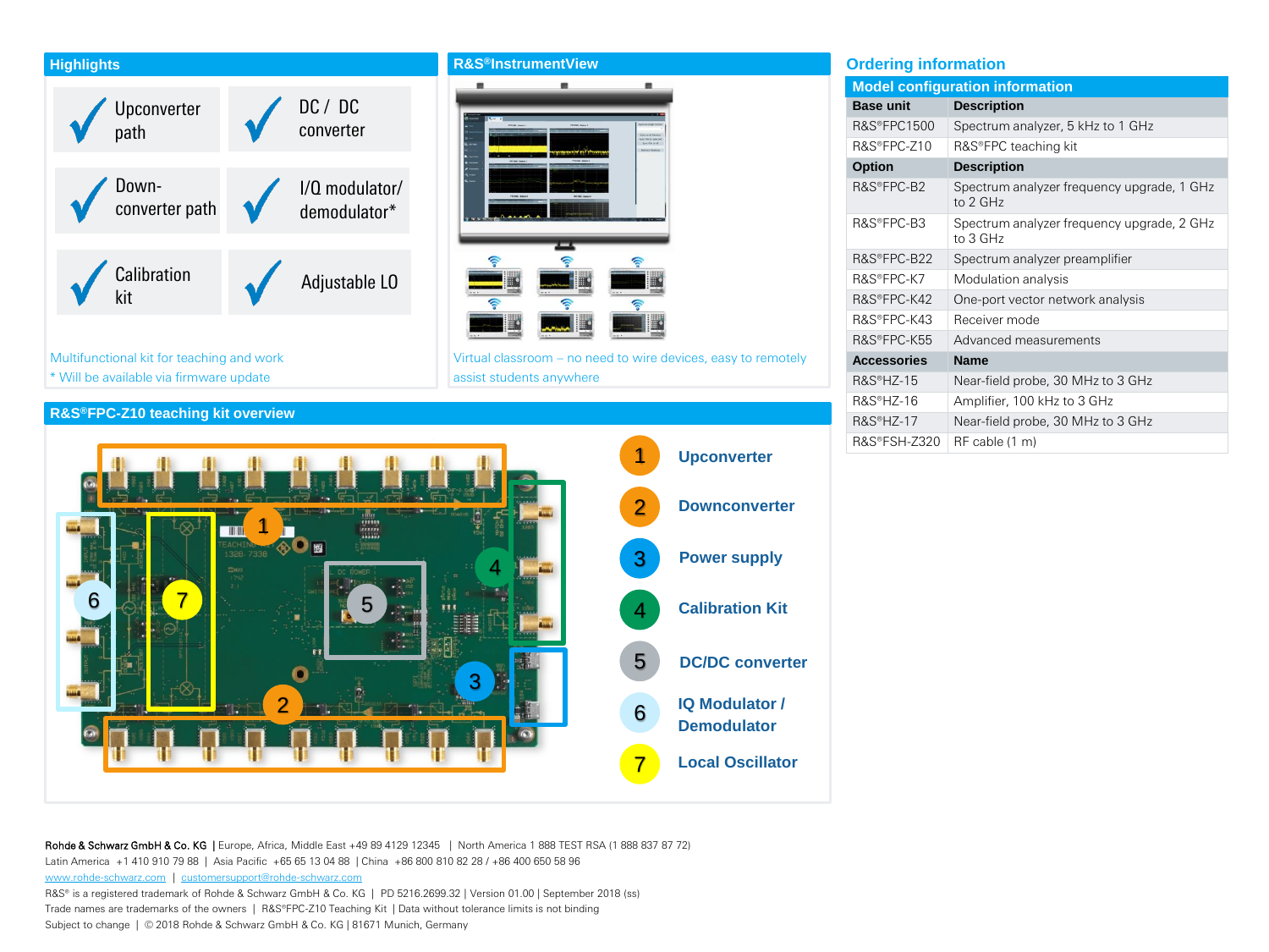## Highlights

- Upconverter path
- DC / DC converter
- Down-converter path
- I/Q modulator/ demodulator*
- Calibration kit
- Adjustable LO

Multifunctional kit for teaching and work

* Will be available via firmware update

## R&S®InstrumentView

Virtual classroom – no need to wire devices, easy to remotely assist students anywhere

## R&S®FPC-Z10 teaching kit overview

1. Upconverter
2. Downconverter
3. Power supply
4. Calibration Kit
5. DC/DC converter
6. IQ Modulator / Demodulator
7. Local Oscillator

## Ordering information

### Model configuration information

| Base unit | Description |
|---|---|
| R&S®FPC1500 | Spectrum analyzer, 5 kHz to 1 GHz |
| R&S®FPC-Z10 | R&S®FPC teaching kit |
| **Option** | **Description** |
| R&S®FPC-B2 | Spectrum analyzer frequency upgrade, 1 GHz to 2 GHz |
| R&S®FPC-B3 | Spectrum analyzer frequency upgrade, 2 GHz to 3 GHz |
| R&S®FPC-B22 | Spectrum analyzer preamplifier |
| R&S®FPC-K7 | Modulation analysis |
| R&S®FPC-K42 | One-port vector network analysis |
| R&S®FPC-K43 | Receiver mode |
| R&S®FPC-K55 | Advanced measurements |
| **Accessories** | **Name** |
| R&S®HZ-15 | Near-field probe, 30 MHz to 3 GHz |
| R&S®HZ-16 | Amplifier, 100 kHz to 3 GHz |
| R&S®HZ-17 | Near-field probe, 30 MHz to 3 GHz |
| R&S®FSH-Z320 | RF cable (1 m) |

**Rohde & Schwarz GmbH & Co. KG** | Europe, Africa, Middle East +49 89 4129 12345 | North America 1 888 TEST RSA (1 888 837 87 72)
Latin America +1 410 910 79 88 | Asia Pacific +65 65 13 04 88 | China +86 800 810 82 28 / +86 400 650 58 96
www.rohde-schwarz.com | customersupport@rohde-schwarz.com
R&S® is a registered trademark of Rohde & Schwarz GmbH & Co. KG | PD 5216.2699.32 | Version 01.00 | September 2018 (ss)
Trade names are trademarks of the owners | R&S®FPC-Z10 Teaching Kit | Data without tolerance limits is not binding
Subject to change | © 2018 Rohde & Schwarz GmbH & Co. KG | 81671 Munich, Germany